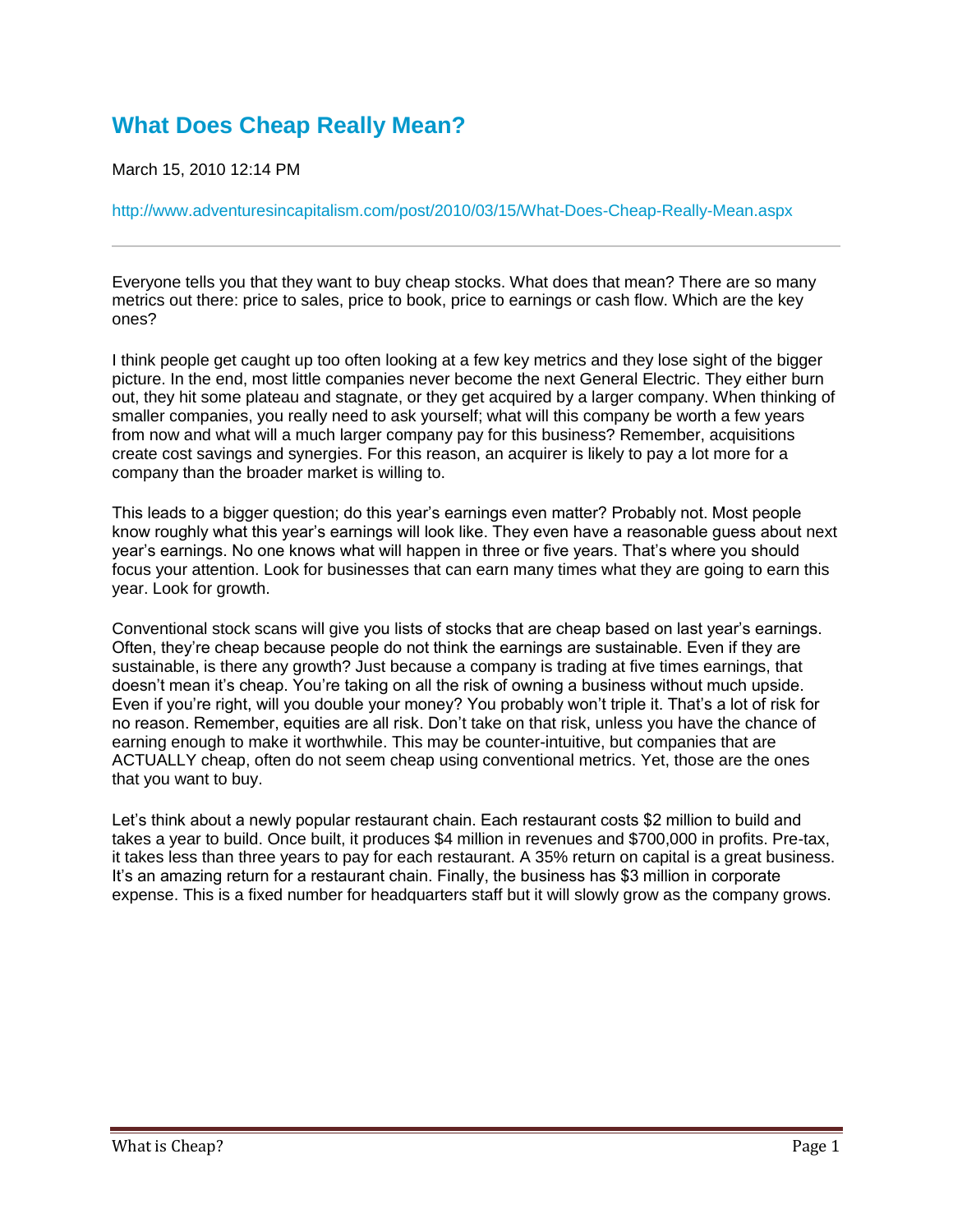# What Does Cheap Really Mean?

March 15, 2010 12:14 PM

http://www.adventuresincapitalism.com/post/2010/03/15/What-Does-Cheap-Really-Mean.aspx

---

Everyone tells you that they want to buy cheap stocks. What does that mean? There are so many metrics out there: price to sales, price to book, price to earnings or cash flow. Which are the key ones?

I think people get caught up too often looking at a few key metrics and they lose sight of the bigger picture. In the end, most little companies never become the next General Electric. They either burn out, they hit some plateau and stagnate, or they get acquired by a larger company. When thinking of smaller companies, you really need to ask yourself; what will this company be worth a few years from now and what will a much larger company pay for this business? Remember, acquisitions create cost savings and synergies. For this reason, an acquirer is likely to pay a lot more for a company than the broader market is willing to.

This leads to a bigger question; do this year's earnings even matter? Probably not. Most people know roughly what this year's earnings will look like. They even have a reasonable guess about next year's earnings. No one knows what will happen in three or five years. That's where you should focus your attention. Look for businesses that can earn many times what they are going to earn this year. Look for growth.

Conventional stock scans will give you lists of stocks that are cheap based on last year's earnings. Often, they're cheap because people do not think the earnings are sustainable. Even if they are sustainable, is there any growth? Just because a company is trading at five times earnings, that doesn't mean it's cheap. You're taking on all the risk of owning a business without much upside. Even if you're right, will you double your money? You probably won't triple it. That's a lot of risk for no reason. Remember, equities are all risk. Don't take on that risk, unless you have the chance of earning enough to make it worthwhile. This may be counter-intuitive, but companies that are ACTUALLY cheap, often do not seem cheap using conventional metrics. Yet, those are the ones that you want to buy.

Let's think about a newly popular restaurant chain. Each restaurant costs $2 million to build and takes a year to build. Once built, it produces $4 million in revenues and $700,000 in profits. Pre-tax, it takes less than three years to pay for each restaurant. A 35% return on capital is a great business. It's an amazing return for a restaurant chain. Finally, the business has $3 million in corporate expense. This is a fixed number for headquarters staff but it will slowly grow as the company grows.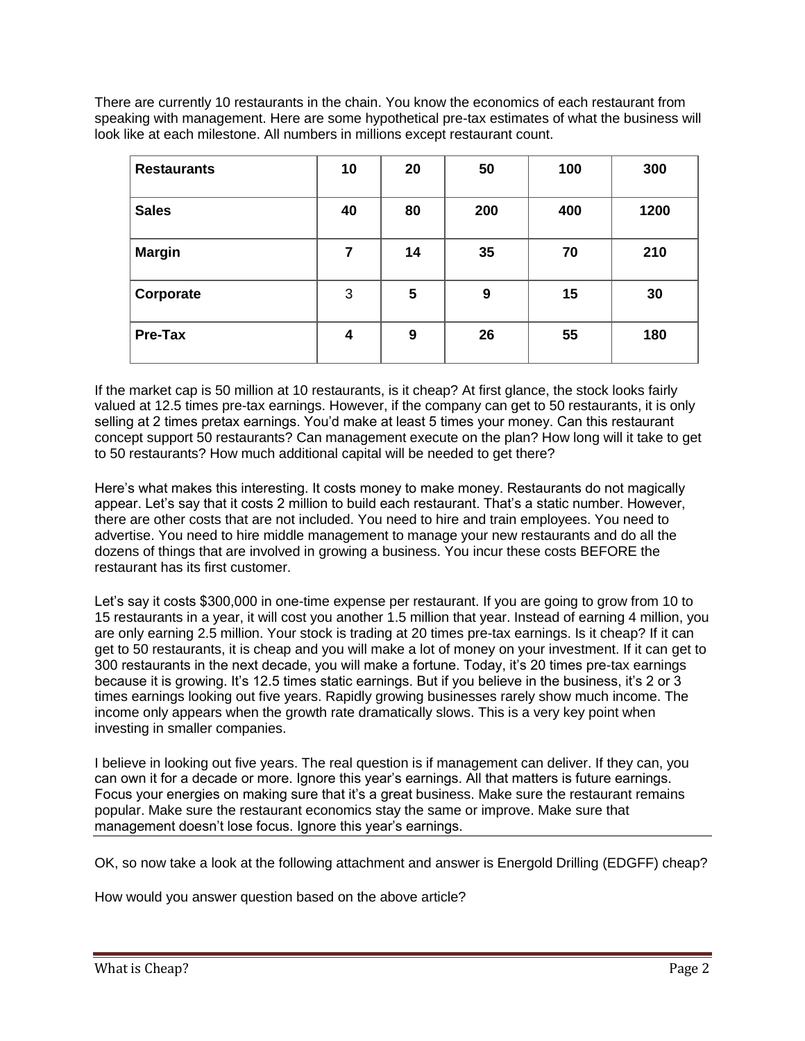There are currently 10 restaurants in the chain. You know the economics of each restaurant from speaking with management. Here are some hypothetical pre-tax estimates of what the business will look like at each milestone. All numbers in millions except restaurant count.

| **Restaurants** | **10** | **20** | **50** | **100** | **300** |
|---|---|---|---|---|---|
| **Sales** | **40** | **80** | **200** | **400** | **1200** |
| **Margin** | **7** | **14** | **35** | **70** | **210** |
| **Corporate** | 3 | **5** | **9** | **15** | **30** |
| **Pre-Tax** | **4** | **9** | **26** | **55** | **180** |

If the market cap is 50 million at 10 restaurants, is it cheap? At first glance, the stock looks fairly valued at 12.5 times pre-tax earnings. However, if the company can get to 50 restaurants, it is only selling at 2 times pretax earnings. You'd make at least 5 times your money. Can this restaurant concept support 50 restaurants? Can management execute on the plan? How long will it take to get to 50 restaurants? How much additional capital will be needed to get there?

Here's what makes this interesting. It costs money to make money. Restaurants do not magically appear. Let's say that it costs 2 million to build each restaurant. That's a static number. However, there are other costs that are not included. You need to hire and train employees. You need to advertise. You need to hire middle management to manage your new restaurants and do all the dozens of things that are involved in growing a business. You incur these costs BEFORE the restaurant has its first customer.

Let's say it costs $300,000 in one-time expense per restaurant. If you are going to grow from 10 to 15 restaurants in a year, it will cost you another 1.5 million that year. Instead of earning 4 million, you are only earning 2.5 million. Your stock is trading at 20 times pre-tax earnings. Is it cheap? If it can get to 50 restaurants, it is cheap and you will make a lot of money on your investment. If it can get to 300 restaurants in the next decade, you will make a fortune. Today, it's 20 times pre-tax earnings because it is growing. It's 12.5 times static earnings. But if you believe in the business, it's 2 or 3 times earnings looking out five years. Rapidly growing businesses rarely show much income. The income only appears when the growth rate dramatically slows. This is a very key point when investing in smaller companies.

I believe in looking out five years. The real question is if management can deliver. If they can, you can own it for a decade or more. Ignore this year's earnings. All that matters is future earnings. Focus your energies on making sure that it's a great business. Make sure the restaurant remains popular. Make sure the restaurant economics stay the same or improve. Make sure that management doesn't lose focus. Ignore this year's earnings.

---

OK, so now take a look at the following attachment and answer is Energold Drilling (EDGFF) cheap?

How would you answer question based on the above article?